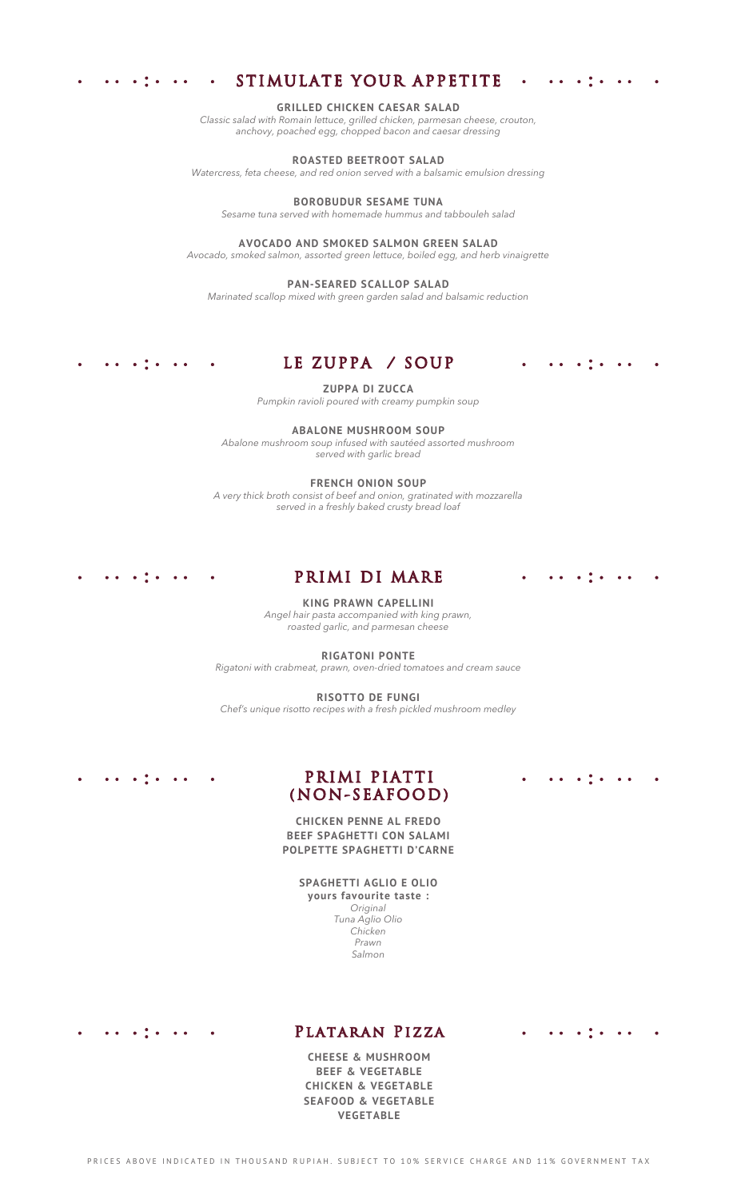## STIMULATE YOUR APPETITE

**GRILLED CHICKEN CAESAR SALAD**
*Classic salad with Romain lettuce, grilled chicken, parmesan cheese, crouton, anchovy, poached egg, chopped bacon and caesar dressing*

**ROASTED BEETROOT SALAD**
*Watercress, feta cheese, and red onion served with a balsamic emulsion dressing*

**BOROBUDUR SESAME TUNA**
*Sesame tuna served with homemade hummus and tabbouleh salad*

**AVOCADO AND SMOKED SALMON GREEN SALAD**
*Avocado, smoked salmon, assorted green lettuce, boiled egg, and herb vinaigrette*

**PAN-SEARED SCALLOP SALAD**
*Marinated scallop mixed with green garden salad and balsamic reduction*

## LE ZUPPA / SOUP

**ZUPPA DI ZUCCA**
*Pumpkin ravioli poured with creamy pumpkin soup*

**ABALONE MUSHROOM SOUP**
*Abalone mushroom soup infused with sautéed assorted mushroom served with garlic bread*

**FRENCH ONION SOUP**
*A very thick broth consist of beef and onion, gratinated with mozzarella served in a freshly baked crusty bread loaf*

## PRIMI DI MARE

**KING PRAWN CAPELLINI**
*Angel hair pasta accompanied with king prawn, roasted garlic, and parmesan cheese*

**RIGATONI PONTE**
*Rigatoni with crabmeat, prawn, oven-dried tomatoes and cream sauce*

**RISOTTO DE FUNGI**
*Chef's unique risotto recipes with a fresh pickled mushroom medley*

## PRIMI PIATTI (NON-SEAFOOD)

**CHICKEN PENNE AL FREDO**
**BEEF SPAGHETTI CON SALAMI**
**POLPETTE SPAGHETTI D'CARNE**

**SPAGHETTI AGLIO E OLIO**
**yours favourite taste :**
*Original*
*Tuna Aglio Olio*
*Chicken*
*Prawn*
*Salmon*

## PLATARAN PIZZA

**CHEESE & MUSHROOM**
**BEEF & VEGETABLE**
**CHICKEN & VEGETABLE**
**SEAFOOD & VEGETABLE**
**VEGETABLE**

PRICES ABOVE INDICATED IN THOUSAND RUPIAH. SUBJECT TO 10% SERVICE CHARGE AND 11% GOVERNMENT TAX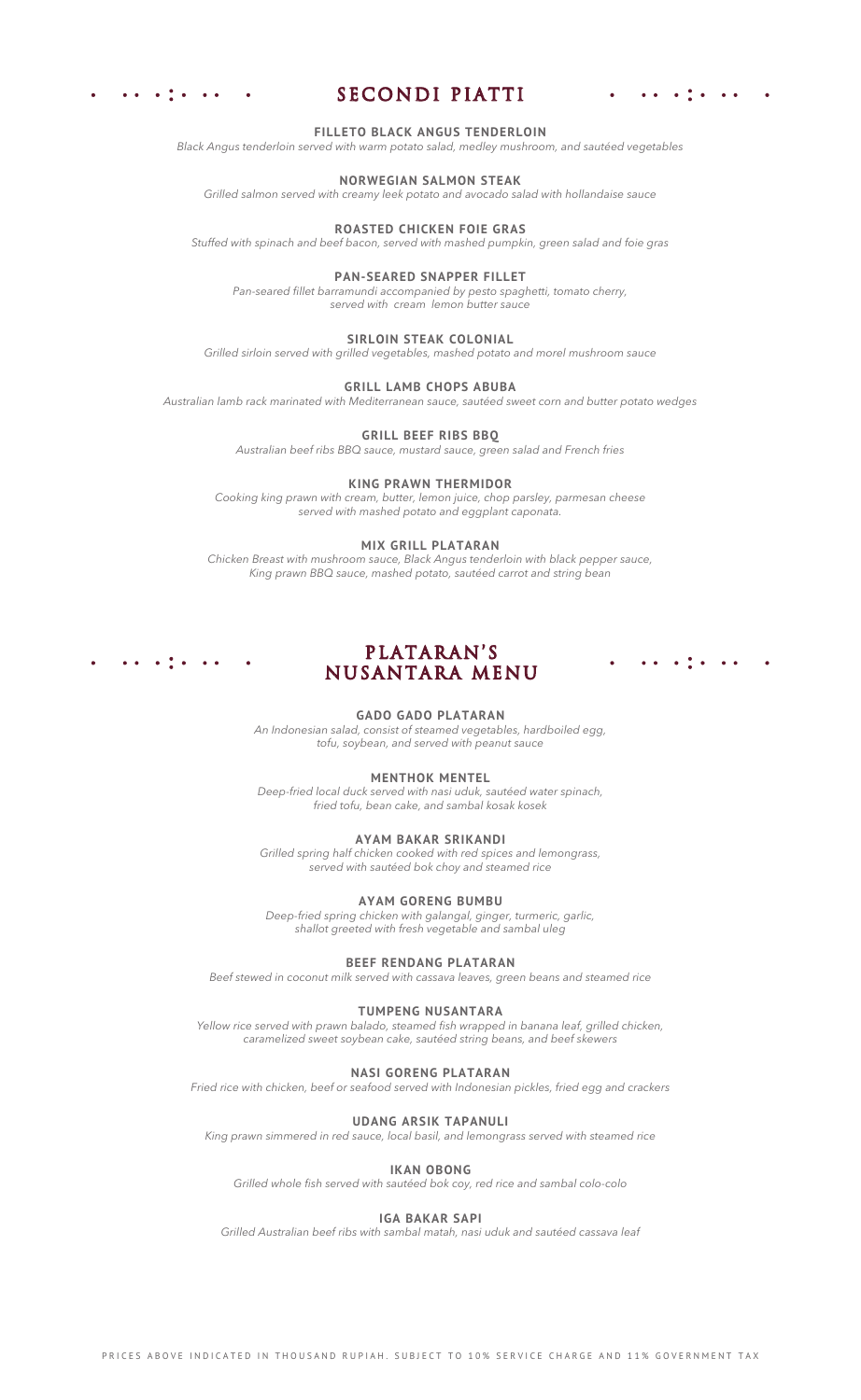## SECONDI PIATTI

### FILLETO BLACK ANGUS TENDERLOIN
*Black Angus tenderloin served with warm potato salad, medley mushroom, and sautéed vegetables*

### NORWEGIAN SALMON STEAK
*Grilled salmon served with creamy leek potato and avocado salad with hollandaise sauce*

### ROASTED CHICKEN FOIE GRAS
*Stuffed with spinach and beef bacon, served with mashed pumpkin, green salad and foie gras*

### PAN-SEARED SNAPPER FILLET
*Pan-seared fillet barramundi accompanied by pesto spaghetti, tomato cherry, served with cream lemon butter sauce*

### SIRLOIN STEAK COLONIAL
*Grilled sirloin served with grilled vegetables, mashed potato and morel mushroom sauce*

### GRILL LAMB CHOPS ABUBA
*Australian lamb rack marinated with Mediterranean sauce, sautéed sweet corn and butter potato wedges*

### GRILL BEEF RIBS BBQ
*Australian beef ribs BBQ sauce, mustard sauce, green salad and French fries*

### KING PRAWN THERMIDOR
*Cooking king prawn with cream, butter, lemon juice, chop parsley, parmesan cheese served with mashed potato and eggplant caponata.*

### MIX GRILL PLATARAN
*Chicken Breast with mushroom sauce, Black Angus tenderloin with black pepper sauce, King prawn BBQ sauce, mashed potato, sautéed carrot and string bean*

## PLATARAN'S NUSANTARA MENU

### GADO GADO PLATARAN
*An Indonesian salad, consist of steamed vegetables, hardboiled egg, tofu, soybean, and served with peanut sauce*

### MENTHOK MENTEL
*Deep-fried local duck served with nasi uduk, sautéed water spinach, fried tofu, bean cake, and sambal kosak kosek*

### AYAM BAKAR SRIKANDI
*Grilled spring half chicken cooked with red spices and lemongrass, served with sautéed bok choy and steamed rice*

### AYAM GORENG BUMBU
*Deep-fried spring chicken with galangal, ginger, turmeric, garlic, shallot greeted with fresh vegetable and sambal uleg*

### BEEF RENDANG PLATARAN
*Beef stewed in coconut milk served with cassava leaves, green beans and steamed rice*

### TUMPENG NUSANTARA
*Yellow rice served with prawn balado, steamed fish wrapped in banana leaf, grilled chicken, caramelized sweet soybean cake, sautéed string beans, and beef skewers*

### NASI GORENG PLATARAN
*Fried rice with chicken, beef or seafood served with Indonesian pickles, fried egg and crackers*

### UDANG ARSIK TAPANULI
*King prawn simmered in red sauce, local basil, and lemongrass served with steamed rice*

### IKAN OBONG
*Grilled whole fish served with sautéed bok coy, red rice and sambal colo-colo*

### IGA BAKAR SAPI
*Grilled Australian beef ribs with sambal matah, nasi uduk and sautéed cassava leaf*

PRICES ABOVE INDICATED IN THOUSAND RUPIAH. SUBJECT TO 10% SERVICE CHARGE AND 11% GOVERNMENT TAX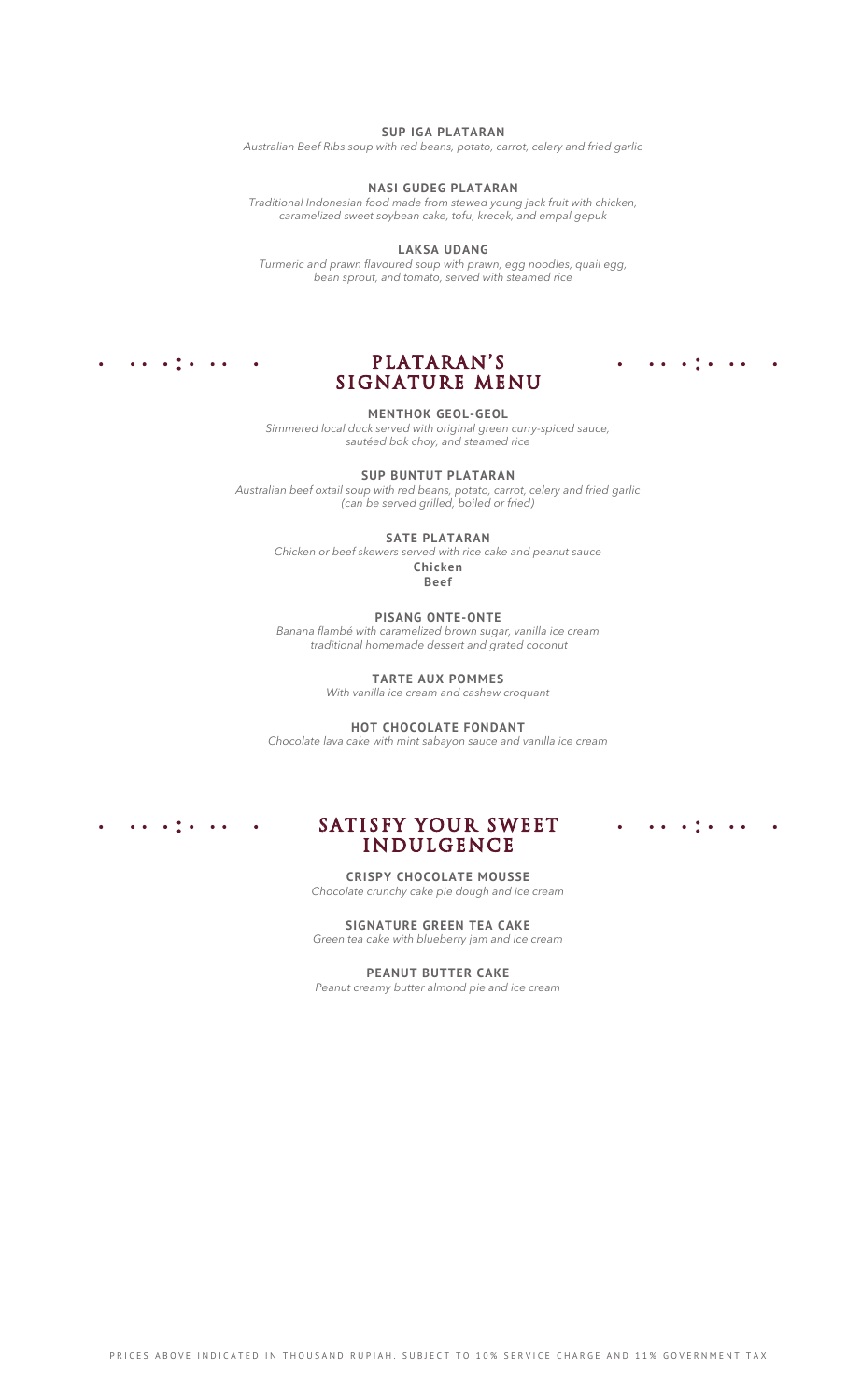**SUP IGA PLATARAN**

*Australian Beef Ribs soup with red beans, potato, carrot, celery and fried garlic*

**NASI GUDEG PLATARAN**

*Traditional Indonesian food made from stewed young jack fruit with chicken, caramelized sweet soybean cake, tofu, krecek, and empal gepuk*

**LAKSA UDANG**

*Turmeric and prawn flavoured soup with prawn, egg noodles, quail egg, bean sprout, and tomato, served with steamed rice*

## PLATARAN'S SIGNATURE MENU

**MENTHOK GEOL-GEOL**

*Simmered local duck served with original green curry-spiced sauce, sautéed bok choy, and steamed rice*

**SUP BUNTUT PLATARAN**

*Australian beef oxtail soup with red beans, potato, carrot, celery and fried garlic (can be served grilled, boiled or fried)*

**SATE PLATARAN**

*Chicken or beef skewers served with rice cake and peanut sauce*

**Chicken**

**Beef**

**PISANG ONTE-ONTE**

*Banana flambé with caramelized brown sugar, vanilla ice cream traditional homemade dessert and grated coconut*

**TARTE AUX POMMES**

*With vanilla ice cream and cashew croquant*

**HOT CHOCOLATE FONDANT**

*Chocolate lava cake with mint sabayon sauce and vanilla ice cream*

## SATISFY YOUR SWEET INDULGENCE

**CRISPY CHOCOLATE MOUSSE**

*Chocolate crunchy cake pie dough and ice cream*

**SIGNATURE GREEN TEA CAKE**

*Green tea cake with blueberry jam and ice cream*

**PEANUT BUTTER CAKE**

*Peanut creamy butter almond pie and ice cream*

PRICES ABOVE INDICATED IN THOUSAND RUPIAH. SUBJECT TO 10% SERVICE CHARGE AND 11% GOVERNMENT TAX